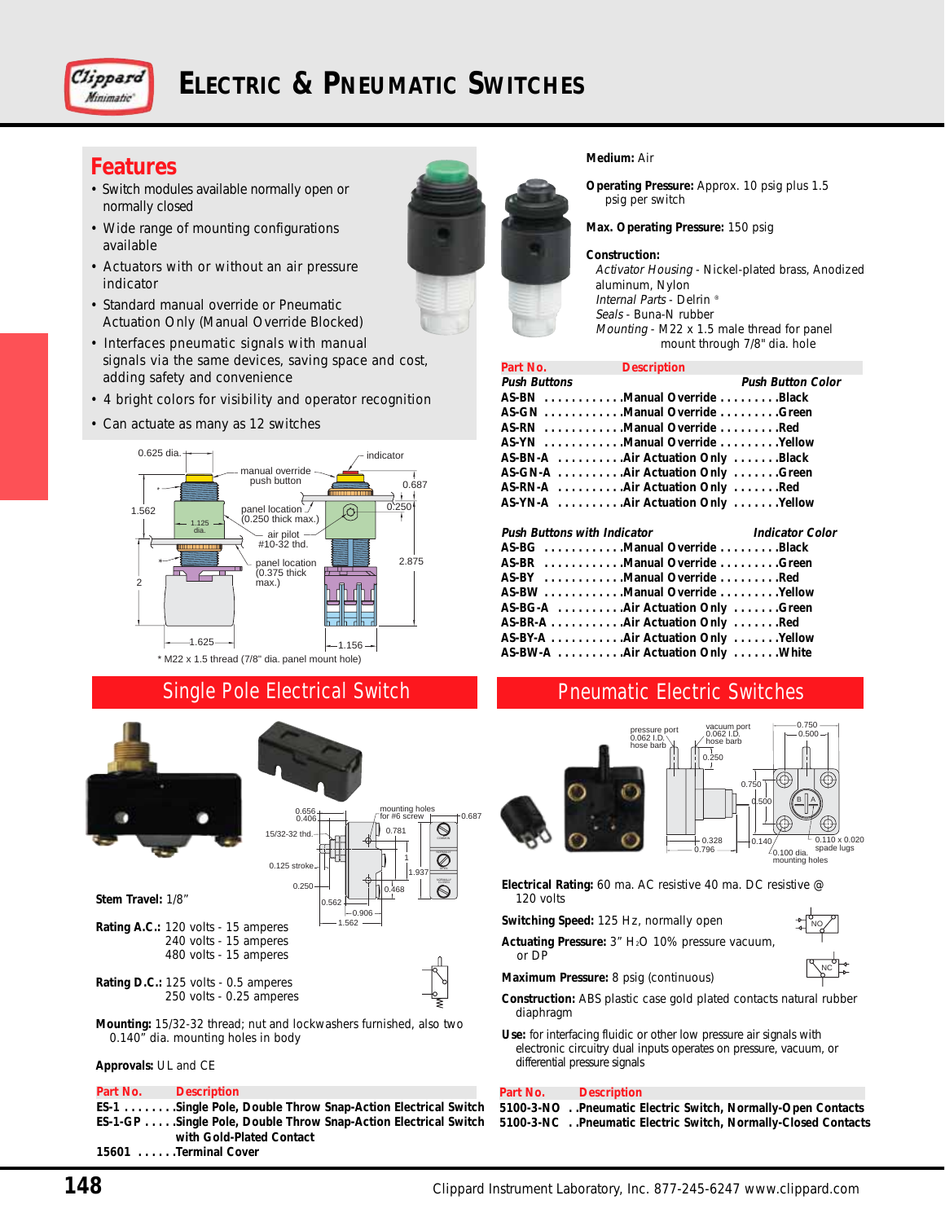# ELECTRIC & PNEUMATIC SWITCHES

## Features

- Switch modules available normally open or normally closed
- Wide range of mounting configurations available
- Actuators with or without an air pressure indicator
- Standard manual override or Pneumatic Actuation Only (Manual Override Blocked)
- Interfaces pneumatic signals with manual signals via the same devices, saving space and cost, adding safety and convenience
- 4 bright colors for visibility and operator recognition
- Can actuate as many as 12 switches

* M22 x 1.5 thread (7/8" dia. panel mount hole)

**Medium:** Air

**Operating Pressure:** Approx. 10 psig plus 1.5 psig per switch

**Max. Operating Pressure:** 150 psig

**Construction:**
*Activator Housing* - Nickel-plated brass, Anodized aluminum, Nylon
*Internal Parts* - Delrin ®
*Seals* - Buna-N rubber
*Mounting* - M22 x 1.5 male thread for panel mount through 7/8" dia. hole

| Part No. | Description | |
|---|---|---|
| ***Push Buttons*** | | ***Push Button Color*** |
| AS-BN | Manual Override | Black |
| AS-GN | Manual Override | Green |
| AS-RN | Manual Override | Red |
| AS-YN | Manual Override | Yellow |
| AS-BN-A | Air Actuation Only | Black |
| AS-GN-A | Air Actuation Only | Green |
| AS-RN-A | Air Actuation Only | Red |
| AS-YN-A | Air Actuation Only | Yellow |
| ***Push Buttons with Indicator*** | | ***Indicator Color*** |
| AS-BG | Manual Override | Black |
| AS-BR | Manual Override | Green |
| AS-BY | Manual Override | Red |
| AS-BW | Manual Override | Yellow |
| AS-BG-A | Air Actuation Only | Green |
| AS-BR-A | Air Actuation Only | Red |
| AS-BY-A | Air Actuation Only | Yellow |
| AS-BW-A | Air Actuation Only | White |

## Single Pole Electrical Switch

**Stem Travel:** 1/8"

**Rating A.C.:** 120 volts - 15 amperes
240 volts - 15 amperes
480 volts - 15 amperes

**Rating D.C.:** 125 volts - 0.5 amperes
250 volts - 0.25 amperes

**Mounting:** 15/32-32 thread; nut and lockwashers furnished, also two 0.140" dia. mounting holes in body

**Approvals:** UL and CE

| Part No. | Description |
|---|---|
| ES-1 | Single Pole, Double Throw Snap-Action Electrical Switch |
| ES-1-GP | Single Pole, Double Throw Snap-Action Electrical Switch with Gold-Plated Contact |
| 15601 | Terminal Cover |

## Pneumatic Electric Switches

**Electrical Rating:** 60 ma. AC resistive 40 ma. DC resistive @ 120 volts

**Switching Speed:** 125 Hz, normally open

**Actuating Pressure:** 3" $H_2O$ 10% pressure vacuum, or DP

**Maximum Pressure:** 8 psig (continuous)

**Construction:** ABS plastic case gold plated contacts natural rubber diaphragm

**Use:** for interfacing fluidic or other low pressure air signals with electronic circuitry dual inputs operates on pressure, vacuum, or differential pressure signals

| Part No. | Description |
|---|---|
| 5100-3-NO | Pneumatic Electric Switch, Normally-Open Contacts |
| 5100-3-NC | Pneumatic Electric Switch, Normally-Closed Contacts |

Clippard Instrument Laboratory, Inc. 877-245-6247 www.clippard.com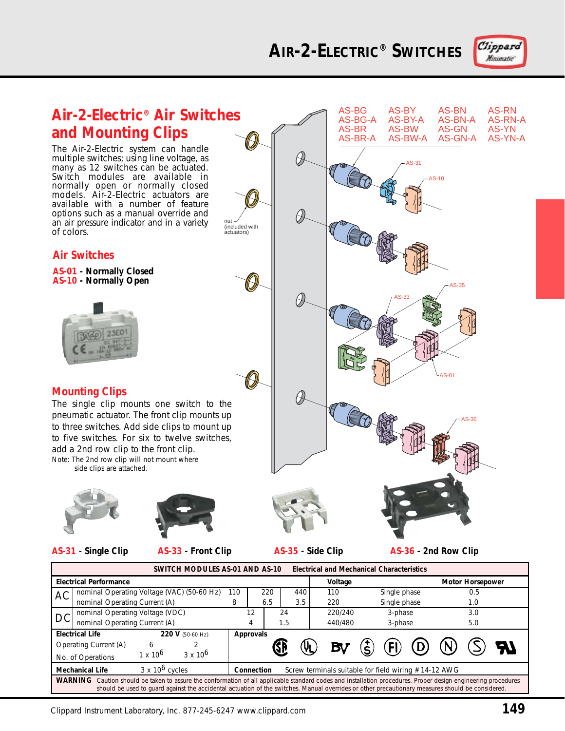# Air-2-Electric® Air Switches and Mounting Clips

The Air-2-Electric system can handle multiple switches; using line voltage, as many as 12 switches can be actuated. Switch modules are available in normally open or normally closed models. Air-2-Electric actuators are available with a number of feature options such as a manual override and an air pressure indicator and in a variety of colors.

AS-BG, AS-BG-A, AS-BR, AS-BR-A, AS-BY, AS-BY-A, AS-BW, AS-BW-A, AS-BN, AS-BN-A, AS-GN, AS-GN-A, AS-RN, AS-RN-A, AS-YN, AS-YN-A

nut (included with actuators)

AS-31, AS-10, AS-33, AS-35, AS-01, AS-36

## Air Switches

**AS-01 - Normally Closed**
**AS-10 - Normally Open**

## Mounting Clips

The single clip mounts one switch to the pneumatic actuator. The front clip mounts up to three switches. Add side clips to mount up to five switches. For six to twelve switches, add a 2nd row clip to the front clip.

Note: The 2nd row clip will not mount where side clips are attached.

**AS-31 - Single Clip** **AS-33 - Front Clip** **AS-35 - Side Clip** **AS-36 - 2nd Row Clip**

**SWITCH MODULES AS-01 AND AS-10 Electrical and Mechanical Characteristics**

| Electrical Performance | | | | | Voltage | | Motor Horsepower |
|---|---|---|---|---|---|---|---|
| AC | nominal Operating Voltage (VAC) (50-60 Hz) | 110 | 220 | 440 | 110 | Single phase | 0.5 |
| | nominal Operating Current (A) | 8 | 6.5 | 3.5 | 220 | Single phase | 1.0 |
| DC | nominal Operating Voltage (VDC) | 12 | 24 | | 220/240 | 3-phase | 3.0 |
| | nominal Operating Current (A) | 4 | 1.5 | | 440/480 | 3-phase | 5.0 |

| Electrical Life | 220 V (50-60 Hz) | | Approvals |
|---|---|---|---|
| Operating Current (A) | 6 | 2 | |
| No. of Operations | $1 \times 10^6$ | $3 \times 10^6$ | |
| **Mechanical Life** | $3 \times 10^6$ cycles | | **Connection** Screw terminals suitable for field wiring #14-12 AWG |

**WARNING** Caution should be taken to assure the conformation of all applicable standard codes and installation procedures. Proper design engineering procedures should be used to guard against the accidental actuation of the switches. Manual overrides or other precautionary measures should be considered.

Clippard Instrument Laboratory, Inc. 877-245-6247 www.clippard.com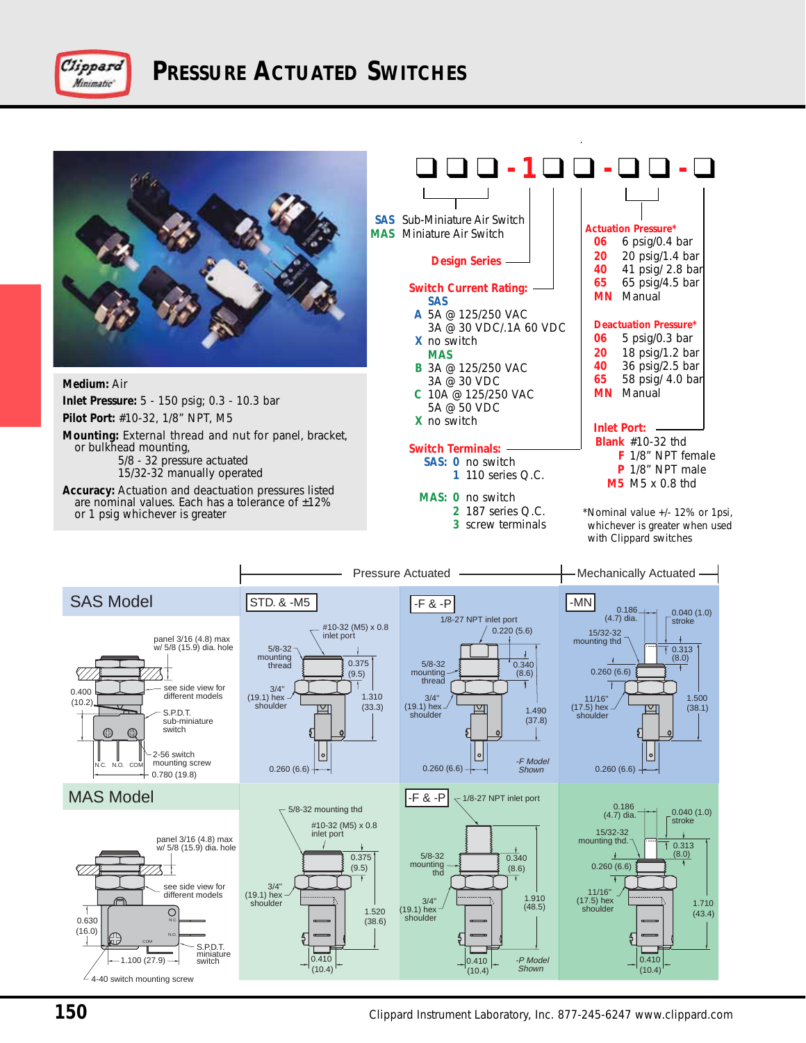# PRESSURE ACTUATED SWITCHES

**Medium:** Air

**Inlet Pressure:** 5 - 150 psig; 0.3 - 10.3 bar

**Pilot Port:** #10-32, 1/8" NPT, M5

**Mounting:** External thread and nut for panel, bracket, or bulkhead mounting,
5/8 - 32 pressure actuated
15/32-32 manually operated

**Accuracy:** Actuation and deactuation pressures listed are nominal values. Each has a tolerance of ±12% or 1 psig whichever is greater

## Ordering Code

❑ ❑ ❑ - 1 ❑ ❑ - ❑ ❑ - ❑

**SAS** Sub-Miniature Air Switch
**MAS** Miniature Air Switch

**Design Series**

**Switch Current Rating:**

**SAS**
- **A** 5A @ 125/250 VAC
  3A @ 30 VDC/.1A 60 VDC
- **X** no switch

**MAS**
- **B** 3A @ 125/250 VAC
  3A @ 30 VDC
- **C** 10A @ 125/250 VAC
  5A @ 50 VDC
- **X** no switch

**Switch Terminals:**

**SAS:**
- **0** no switch
- **1** 110 series Q.C.

**MAS:**
- **0** no switch
- **2** 187 series Q.C.
- **3** screw terminals

**Actuation Pressure***
- **06** 6 psig/0.4 bar
- **20** 20 psig/1.4 bar
- **40** 41 psig/ 2.8 bar
- **65** 65 psig/4.5 bar
- **MN** Manual

**Deactuation Pressure***
- **06** 5 psig/0.3 bar
- **20** 18 psig/1.2 bar
- **40** 36 psig/2.5 bar
- **65** 58 psig/ 4.0 bar
- **MN** Manual

**Inlet Port:**
- **Blank** #10-32 thd
- **F** 1/8" NPT female
- **P** 1/8" NPT male
- **M5** M5 x 0.8 thd

*Nominal value +/- 12% or 1psi, whichever is greater when used with Clippard switches

## Dimensions

Pressure Actuated — Mechanically Actuated

### SAS Model

panel 3/16 (4.8) max w/ 5/8 (15.9) dia. hole
see side view for different models
0.400 (10.2)
S.P.D.T. sub-miniature switch
2-56 switch mounting screw
N.C. N.O. COM
0.780 (19.8)

**STD. & -M5**
#10-32 (M5) x 0.8 inlet port
5/8-32 mounting thread
0.375 (9.5)
3/4" (19.1) hex shoulder
1.310 (33.3)
0.260 (6.6)

**-F & -P**
1/8-27 NPT inlet port
0.220 (5.6)
5/8-32 mounting thread
0.340 (8.6)
3/4" (19.1) hex shoulder
1.490 (37.8)
0.260 (6.6)
*-F Model Shown*

**-MN**
0.186 (4.7) dia.
0.040 (1.0) stroke
15/32-32 mounting thd
0.313 (8.0)
0.260 (6.6)
11/16" (17.5) hex shoulder
1.500 (38.1)
0.260 (6.6)

### MAS Model

panel 3/16 (4.8) max w/ 5/8 (15.9) dia. hole
see side view for different models
0.630 (16.0)
N.C. N.O. COM
S.P.D.T. miniature switch
1.100 (27.9)
4-40 switch mounting screw

5/8-32 mounting thd
#10-32 (M5) x 0.8 inlet port
0.375 (9.5)
3/4" (19.1) hex shoulder
1.520 (38.6)
0.410 (10.4)

**-F & -P**
1/8-27 NPT inlet port
5/8-32 mounting thd
0.340 (8.6)
3/4" (19.1) hex shoulder
1.910 (48.5)
0.410 (10.4)
*-P Model Shown*

0.186 (4.7) dia.
0.040 (1.0) stroke
15/32-32 mounting thd.
0.313 (8.0)
0.260 (6.6)
11/16" (17.5) hex shoulder
1.710 (43.4)
0.410 (10.4)

Clippard Instrument Laboratory, Inc. 877-245-6247 www.clippard.com